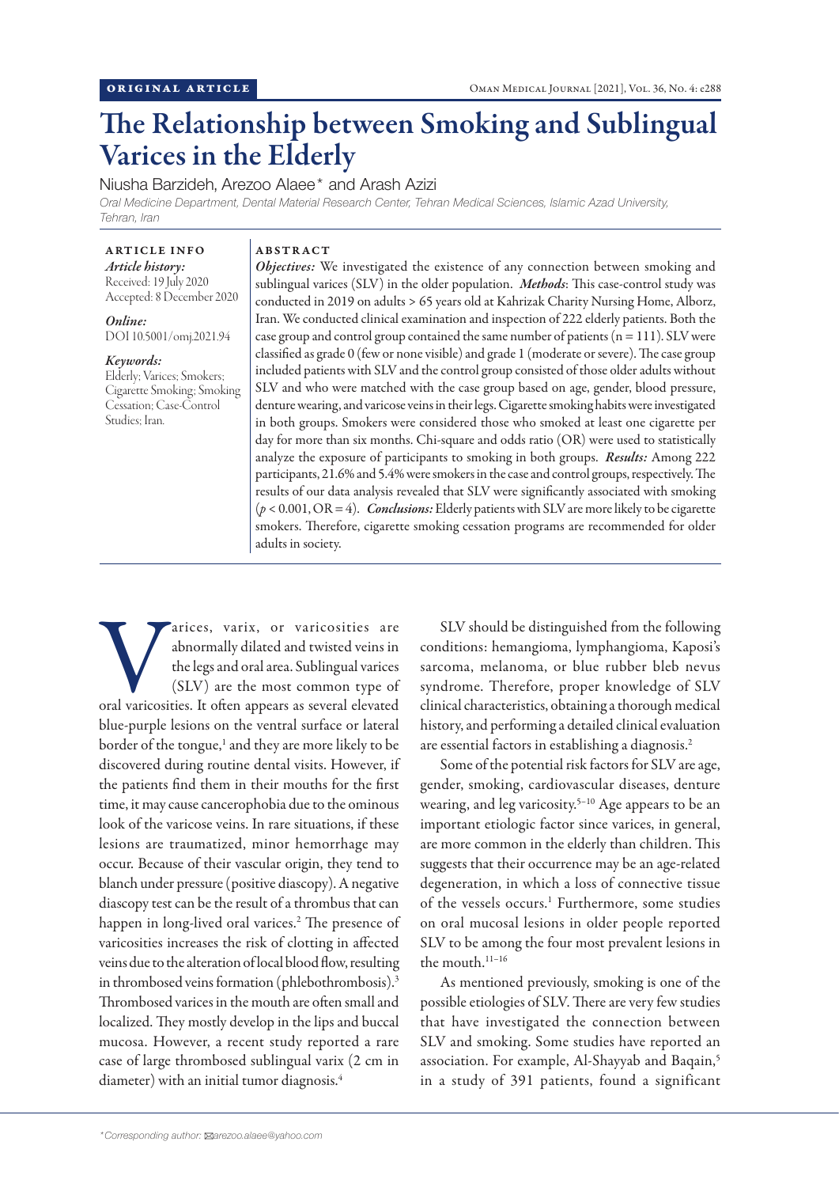ORIGINAL ARTICLE

# The Relationship between Smoking and Sublingual Varices in the Elderly

Niusha Barzideh, Arezoo Alaee* and Arash Azizi

*Oral Medicine Department, Dental Material Research Center, Tehran Medical Sciences, Islamic Azad University, Tehran, Iran*

**ARTICLE INFO**

*Article history:*
Received: 19 July 2020
Accepted: 8 December 2020

*Online:*
DOI 10.5001/omj.2021.94

*Keywords:*
Elderly; Varices; Smokers; Cigarette Smoking; Smoking Cessation; Case-Control Studies; Iran.

**ABSTRACT**

***Objectives:*** We investigated the existence of any connection between smoking and sublingual varices (SLV) in the older population. ***Methods***: This case-control study was conducted in 2019 on adults > 65 years old at Kahrizak Charity Nursing Home, Alborz, Iran. We conducted clinical examination and inspection of 222 elderly patients. Both the case group and control group contained the same number of patients (n = 111). SLV were classified as grade 0 (few or none visible) and grade 1 (moderate or severe). The case group included patients with SLV and the control group consisted of those older adults without SLV and who were matched with the case group based on age, gender, blood pressure, denture wearing, and varicose veins in their legs. Cigarette smoking habits were investigated in both groups. Smokers were considered those who smoked at least one cigarette per day for more than six months. Chi-square and odds ratio (OR) were used to statistically analyze the exposure of participants to smoking in both groups. ***Results:*** Among 222 participants, 21.6% and 5.4% were smokers in the case and control groups, respectively. The results of our data analysis revealed that SLV were significantly associated with smoking ($p < 0.001$, OR = 4). ***Conclusions:*** Elderly patients with SLV are more likely to be cigarette smokers. Therefore, cigarette smoking cessation programs are recommended for older adults in society.

Varices, varix, or varicosities are abnormally dilated and twisted veins in the legs and oral area. Sublingual varices (SLV) are the most common type of oral varicosities. It often appears as several elevated blue-purple lesions on the ventral surface or lateral border of the tongue,[1] and they are more likely to be discovered during routine dental visits. However, if the patients find them in their mouths for the first time, it may cause cancerophobia due to the ominous look of the varicose veins. In rare situations, if these lesions are traumatized, minor hemorrhage may occur. Because of their vascular origin, they tend to blanch under pressure (positive diascopy). A negative diascopy test can be the result of a thrombus that can happen in long-lived oral varices.[2] The presence of varicosities increases the risk of clotting in affected veins due to the alteration of local blood flow, resulting in thrombosed veins formation (phlebothrombosis).[3] Thrombosed varices in the mouth are often small and localized. They mostly develop in the lips and buccal mucosa. However, a recent study reported a rare case of large thrombosed sublingual varix (2 cm in diameter) with an initial tumor diagnosis.[4]

SLV should be distinguished from the following conditions: hemangioma, lymphangioma, Kaposi's sarcoma, melanoma, or blue rubber bleb nevus syndrome. Therefore, proper knowledge of SLV clinical characteristics, obtaining a thorough medical history, and performing a detailed clinical evaluation are essential factors in establishing a diagnosis.[2]

Some of the potential risk factors for SLV are age, gender, smoking, cardiovascular diseases, denture wearing, and leg varicosity.[5–10] Age appears to be an important etiologic factor since varices, in general, are more common in the elderly than children. This suggests that their occurrence may be an age-related degeneration, in which a loss of connective tissue of the vessels occurs.[1] Furthermore, some studies on oral mucosal lesions in older people reported SLV to be among the four most prevalent lesions in the mouth.[11–16]

As mentioned previously, smoking is one of the possible etiologies of SLV. There are very few studies that have investigated the connection between SLV and smoking. Some studies have reported an association. For example, Al-Shayyab and Baqain,[5] in a study of 391 patients, found a significant

*Corresponding author: arezoo.alaee@yahoo.com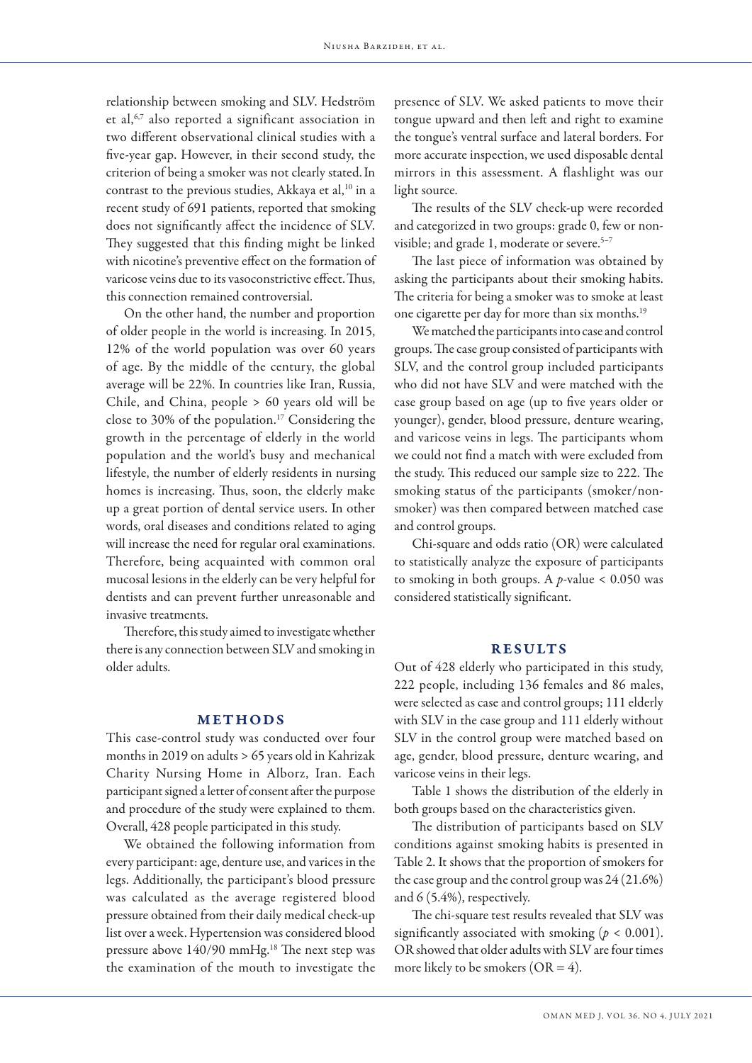relationship between smoking and SLV. Hedström et al,[6,7] also reported a significant association in two different observational clinical studies with a five-year gap. However, in their second study, the criterion of being a smoker was not clearly stated. In contrast to the previous studies, Akkaya et al,[10] in a recent study of 691 patients, reported that smoking does not significantly affect the incidence of SLV. They suggested that this finding might be linked with nicotine's preventive effect on the formation of varicose veins due to its vasoconstrictive effect. Thus, this connection remained controversial.

On the other hand, the number and proportion of older people in the world is increasing. In 2015, 12% of the world population was over 60 years of age. By the middle of the century, the global average will be 22%. In countries like Iran, Russia, Chile, and China, people > 60 years old will be close to 30% of the population.[17] Considering the growth in the percentage of elderly in the world population and the world's busy and mechanical lifestyle, the number of elderly residents in nursing homes is increasing. Thus, soon, the elderly make up a great portion of dental service users. In other words, oral diseases and conditions related to aging will increase the need for regular oral examinations. Therefore, being acquainted with common oral mucosal lesions in the elderly can be very helpful for dentists and can prevent further unreasonable and invasive treatments.

Therefore, this study aimed to investigate whether there is any connection between SLV and smoking in older adults.

## METHODS

This case-control study was conducted over four months in 2019 on adults > 65 years old in Kahrizak Charity Nursing Home in Alborz, Iran. Each participant signed a letter of consent after the purpose and procedure of the study were explained to them. Overall, 428 people participated in this study.

We obtained the following information from every participant: age, denture use, and varices in the legs. Additionally, the participant's blood pressure was calculated as the average registered blood pressure obtained from their daily medical check-up list over a week. Hypertension was considered blood pressure above 140/90 mmHg.[18] The next step was the examination of the mouth to investigate the presence of SLV. We asked patients to move their tongue upward and then left and right to examine the tongue's ventral surface and lateral borders. For more accurate inspection, we used disposable dental mirrors in this assessment. A flashlight was our light source.

The results of the SLV check-up were recorded and categorized in two groups: grade 0, few or non-visible; and grade 1, moderate or severe.[5–7]

The last piece of information was obtained by asking the participants about their smoking habits. The criteria for being a smoker was to smoke at least one cigarette per day for more than six months.[19]

We matched the participants into case and control groups. The case group consisted of participants with SLV, and the control group included participants who did not have SLV and were matched with the case group based on age (up to five years older or younger), gender, blood pressure, denture wearing, and varicose veins in legs. The participants whom we could not find a match with were excluded from the study. This reduced our sample size to 222. The smoking status of the participants (smoker/non-smoker) was then compared between matched case and control groups.

Chi-square and odds ratio (OR) were calculated to statistically analyze the exposure of participants to smoking in both groups. A $p$-value $< 0.050$ was considered statistically significant.

## RESULTS

Out of 428 elderly who participated in this study, 222 people, including 136 females and 86 males, were selected as case and control groups; 111 elderly with SLV in the case group and 111 elderly without SLV in the control group were matched based on age, gender, blood pressure, denture wearing, and varicose veins in their legs.

Table 1 shows the distribution of the elderly in both groups based on the characteristics given.

The distribution of participants based on SLV conditions against smoking habits is presented in Table 2. It shows that the proportion of smokers for the case group and the control group was 24 (21.6%) and 6 (5.4%), respectively.

The chi-square test results revealed that SLV was significantly associated with smoking ($p < 0.001$). OR showed that older adults with SLV are four times more likely to be smokers (OR = 4).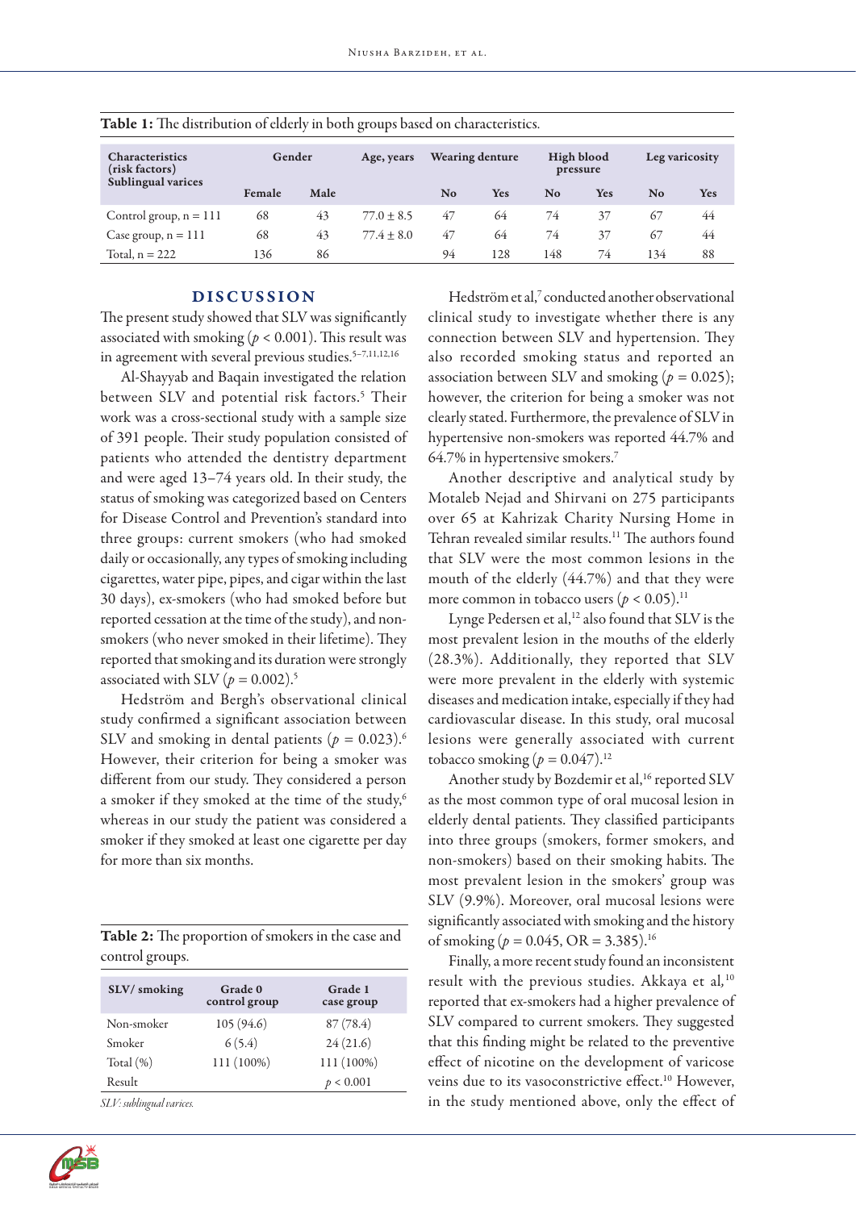**Table 1:** The distribution of elderly in both groups based on characteristics.

| Characteristics (risk factors) Sublingual varices | Gender | | Age, years | Wearing denture | | High blood pressure | | Leg varicosity | |
|---|---|---|---|---|---|---|---|---|---|
| | Female | Male | | No | Yes | No | Yes | No | Yes |
| Control group, n = 111 | 68 | 43 | 77.0 ± 8.5 | 47 | 64 | 74 | 37 | 67 | 44 |
| Case group, n = 111 | 68 | 43 | 77.4 ± 8.0 | 47 | 64 | 74 | 37 | 67 | 44 |
| Total, n = 222 | 136 | 86 | | 94 | 128 | 148 | 74 | 134 | 88 |

## DISCUSSION

The present study showed that SLV was significantly associated with smoking ($p < 0.001$). This result was in agreement with several previous studies.[5–7,11,12,16]

Al-Shayyab and Baqain investigated the relation between SLV and potential risk factors.[5] Their work was a cross-sectional study with a sample size of 391 people. Their study population consisted of patients who attended the dentistry department and were aged 13–74 years old. In their study, the status of smoking was categorized based on Centers for Disease Control and Prevention's standard into three groups: current smokers (who had smoked daily or occasionally, any types of smoking including cigarettes, water pipe, pipes, and cigar within the last 30 days), ex-smokers (who had smoked before but reported cessation at the time of the study), and non-smokers (who never smoked in their lifetime). They reported that smoking and its duration were strongly associated with SLV ($p = 0.002$).[5]

Hedström and Bergh's observational clinical study confirmed a significant association between SLV and smoking in dental patients ($p = 0.023$).[6] However, their criterion for being a smoker was different from our study. They considered a person a smoker if they smoked at the time of the study,[6] whereas in our study the patient was considered a smoker if they smoked at least one cigarette per day for more than six months.

**Table 2:** The proportion of smokers in the case and control groups.

| SLV/ smoking | Grade 0 control group | Grade 1 case group |
|---|---|---|
| Non-smoker | 105 (94.6) | 87 (78.4) |
| Smoker | 6 (5.4) | 24 (21.6) |
| Total (%) | 111 (100%) | 111 (100%) |
| Result | | $p < 0.001$ |

*SLV: sublingual varices.*

Hedström et al,[7] conducted another observational clinical study to investigate whether there is any connection between SLV and hypertension. They also recorded smoking status and reported an association between SLV and smoking ($p = 0.025$); however, the criterion for being a smoker was not clearly stated. Furthermore, the prevalence of SLV in hypertensive non-smokers was reported 44.7% and 64.7% in hypertensive smokers.[7]

Another descriptive and analytical study by Motaleb Nejad and Shirvani on 275 participants over 65 at Kahrizak Charity Nursing Home in Tehran revealed similar results.[11] The authors found that SLV were the most common lesions in the mouth of the elderly (44.7%) and that they were more common in tobacco users ($p < 0.05$).[11]

Lynge Pedersen et al,[12] also found that SLV is the most prevalent lesion in the mouths of the elderly (28.3%). Additionally, they reported that SLV were more prevalent in the elderly with systemic diseases and medication intake, especially if they had cardiovascular disease. In this study, oral mucosal lesions were generally associated with current tobacco smoking ($p = 0.047$).[12]

Another study by Bozdemir et al,[16] reported SLV as the most common type of oral mucosal lesion in elderly dental patients. They classified participants into three groups (smokers, former smokers, and non-smokers) based on their smoking habits. The most prevalent lesion in the smokers' group was SLV (9.9%). Moreover, oral mucosal lesions were significantly associated with smoking and the history of smoking ($p = 0.045$, OR = 3.385).[16]

Finally, a more recent study found an inconsistent result with the previous studies. Akkaya et al,[10] reported that ex-smokers had a higher prevalence of SLV compared to current smokers. They suggested that this finding might be related to the preventive effect of nicotine on the development of varicose veins due to its vasoconstrictive effect.[10] However, in the study mentioned above, only the effect of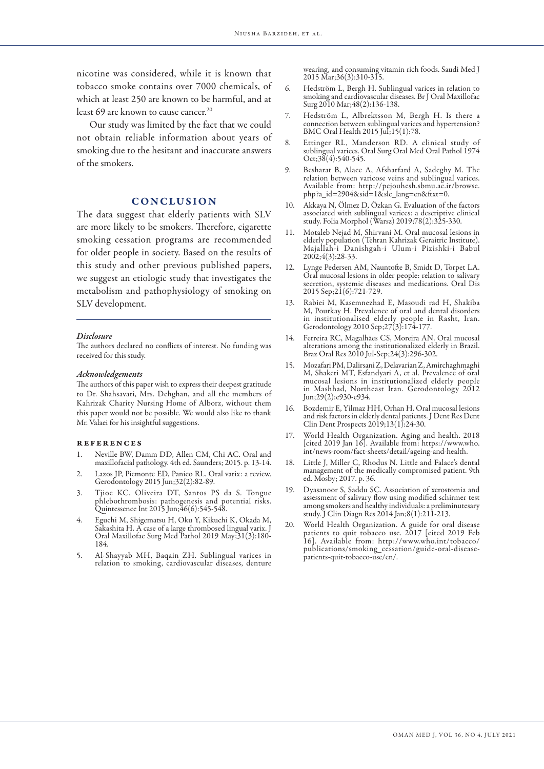nicotine was considered, while it is known that tobacco smoke contains over 7000 chemicals, of which at least 250 are known to be harmful, and at least 69 are known to cause cancer.[20]

Our study was limited by the fact that we could not obtain reliable information about years of smoking due to the hesitant and inaccurate answers of the smokers.

## CONCLUSION

The data suggest that elderly patients with SLV are more likely to be smokers. Therefore, cigarette smoking cessation programs are recommended for older people in society. Based on the results of this study and other previous published papers, we suggest an etiologic study that investigates the metabolism and pathophysiology of smoking on SLV development.

### *Disclosure*

The authors declared no conflicts of interest. No funding was received for this study.

### *Acknowledgements*

The authors of this paper wish to express their deepest gratitude to Dr. Shahsavari, Mrs. Dehghan, and all the members of Kahrizak Charity Nursing Home of Alborz, without them this paper would not be possible. We would also like to thank Mr. Valaei for his insightful suggestions.

### REFERENCES

1. Neville BW, Damm DD, Allen CM, Chi AC. Oral and maxillofacial pathology. 4th ed. Saunders; 2015. p. 13-14.
2. Lazos JP, Piemonte ED, Panico RL. Oral varix: a review. Gerodontology 2015 Jun;32(2):82-89.
3. Tjioe KC, Oliveira DT, Santos PS da S. Tongue phlebothrombosis: pathogenesis and potential risks. Quintessence Int 2015 Jun;46(6):545-548.
4. Eguchi M, Shigematsu H, Oku Y, Kikuchi K, Okada M, Sakashita H. A case of a large thrombosed lingual varix. J Oral Maxillofac Surg Med Pathol 2019 May;31(3):180-184.
5. Al-Shayyab MH, Baqain ZH. Sublingual varices in relation to smoking, cardiovascular diseases, denture wearing, and consuming vitamin rich foods. Saudi Med J 2015 Mar;36(3):310-315.
6. Hedström L, Bergh H. Sublingual varices in relation to smoking and cardiovascular diseases. Br J Oral Maxillofac Surg 2010 Mar;48(2):136-138.
7. Hedström L, Albrektsson M, Bergh H. Is there a connection between sublingual varices and hypertension? BMC Oral Health 2015 Jul;15(1):78.
8. Ettinger RL, Manderson RD. A clinical study of sublingual varices. Oral Surg Oral Med Oral Pathol 1974 Oct;38(4):540-545.
9. Besharat B, Alaee A, Afsharfard A, Sadeghy M. The relation between varicose veins and sublingual varices. Available from: http://pejouhesh.sbmu.ac.ir/browse.php?a_id=2904&sid=1&slc_lang=en&ftxt=0.
10. Akkaya N, Ölmez D, Özkan G. Evaluation of the factors associated with sublingual varices: a descriptive clinical study. Folia Morphol (Warsz) 2019;78(2):325-330.
11. Motaleb Nejad M, Shirvani M. Oral mucosal lesions in elderly population (Tehran Kahrizak Geraitric Institute). Majallah-i Danishgah-i Ulum-i Pizishki-i Babul 2002;4(3):28-33.
12. Lynge Pedersen AM, Nauntofte B, Smidt D, Torpet LA. Oral mucosal lesions in older people: relation to salivary secretion, systemic diseases and medications. Oral Dis 2015 Sep;21(6):721-729.
13. Rabiei M, Kasemnezhad E, Masoudi rad H, Shakiba M, Pourkay H. Prevalence of oral and dental disorders in institutionalised elderly people in Rasht, Iran. Gerodontology 2010 Sep;27(3):174-177.
14. Ferreira RC, Magalhães CS, Moreira AN. Oral mucosal alterations among the institutionalized elderly in Brazil. Braz Oral Res 2010 Jul-Sep;24(3):296-302.
15. Mozafari PM, Dalirsani Z, Delavarian Z, Amirchaghmaghi M, Shakeri MT, Esfandyari A, et al. Prevalence of oral mucosal lesions in institutionalized elderly people in Mashhad, Northeast Iran. Gerodontology 2012 Jun;29(2):e930-e934.
16. Bozdemir E, Yilmaz HH, Orhan H. Oral mucosal lesions and risk factors in elderly dental patients. J Dent Res Dent Clin Dent Prospects 2019;13(1):24-30.
17. World Health Organization. Aging and health. 2018 [cited 2019 Jan 16]. Available from: https://www.who.int/news-room/fact-sheets/detail/ageing-and-health.
18. Little J, Miller C, Rhodus N. Little and Falace's dental management of the medically compromised patient. 9th ed. Mosby; 2017. p. 36.
19. Dyasanoor S, Saddu SC. Association of xerostomia and assessment of salivary flow using modified schirmer test among smokers and healthy individuals: a preliminutesary study. J Clin Diagn Res 2014 Jan;8(1):211-213.
20. World Health Organization. A guide for oral disease patients to quit tobacco use. 2017 [cited 2019 Feb 16]. Available from: http://www.who.int/tobacco/publications/smoking_cessation/guide-oral-disease-patients-quit-tobacco-use/en/.